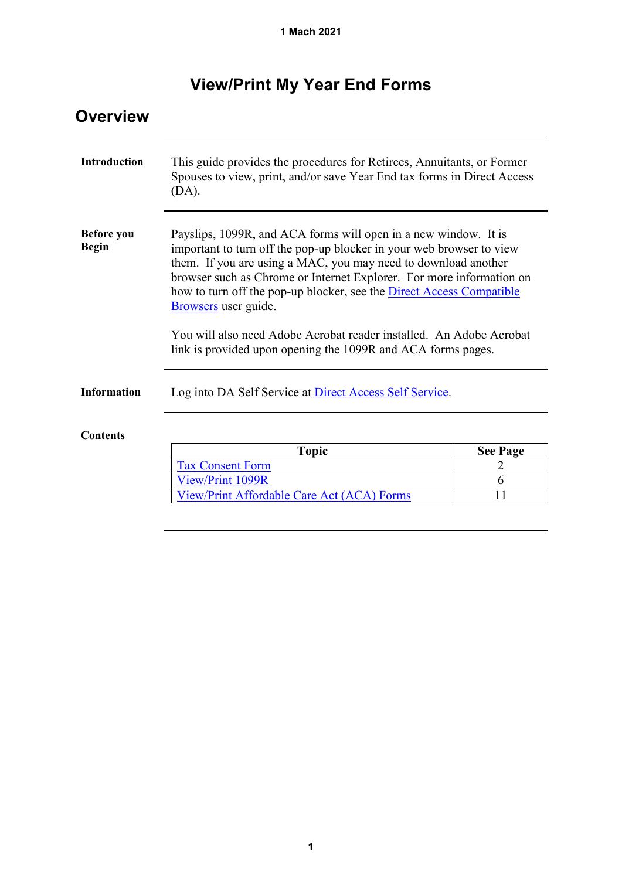1 Mach 2021

# View/Print My Year End Forms

## Overview

**Introduction**

This guide provides the procedures for Retirees, Annuitants, or Former Spouses to view, print, and/or save Year End tax forms in Direct Access (DA).

**Before you Begin**

Payslips, 1099R, and ACA forms will open in a new window. It is important to turn off the pop-up blocker in your web browser to view them. If you are using a MAC, you may need to download another browser such as Chrome or Internet Explorer. For more information on how to turn off the pop-up blocker, see the Direct Access Compatible Browsers user guide.

You will also need Adobe Acrobat reader installed. An Adobe Acrobat link is provided upon opening the 1099R and ACA forms pages.

**Information**

Log into DA Self Service at Direct Access Self Service.

**Contents**

| Topic | See Page |
|---|---|
| Tax Consent Form | 2 |
| View/Print 1099R | 6 |
| View/Print Affordable Care Act (ACA) Forms | 11 |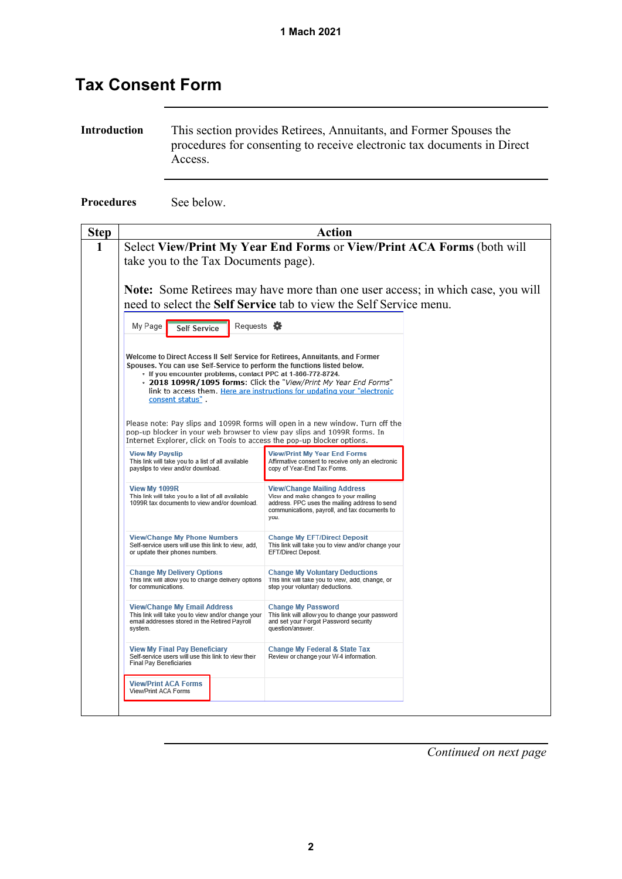1 Mach 2021

# Tax Consent Form

**Introduction**

This section provides Retirees, Annuitants, and Former Spouses the procedures for consenting to receive electronic tax documents in Direct Access.

**Procedures**

See below.

| Step | Action |
|---|---|
| 1 | Select **View/Print My Year End Forms** or **View/Print ACA Forms** (both will take you to the Tax Documents page).<br><br>**Note:** Some Retirees may have more than one user access; in which case, you will need to select the **Self Service** tab to view the Self Service menu.<br><br>My Page / Self Service / Requests<br><br>Welcome to Direct Access II Self Service for Retirees, Annuitants, and Former Spouses. You can use Self-Service to perform the functions listed below.<br>◦ If you encounter problems, contact PPC at 1-866-772-8724.<br>◦ **2018 1099R/1095 forms**: Click the "*View/Print My Year End Forms*" link to access them. Here are instructions for updating your "electronic consent status" .<br><br>Please note: Pay slips and 1099R forms will open in a new window. Turn off the pop-up blocker in your web browser to view pay slips and 1099R forms. In Internet Explorer, click on Tools to access the pop-up blocker options.<br><br>**View My Payslip** – This link will take you to a list of all available payslips to view and/or download.<br>**View/Print My Year End Forms** – Affirmative consent to receive only an electronic copy of Year-End Tax Forms.<br>**View My 1099R** – This link will take you to a list of all available 1099R tax documents to view and/or download.<br>**View/Change Mailing Address** – View and make changes to your mailing address. PPC uses the mailing address to send communications, payroll, and tax documents to you.<br>**View/Change My Phone Numbers** – Self-service users will use this link to view, add, or update their phones numbers.<br>**Change My EFT/Direct Deposit** – This link will take you to view and/or change your EFT/Direct Deposit.<br>**Change My Delivery Options** – This link will allow you to change delivery options for communications.<br>**Change My Voluntary Deductions** – This link will take you to view, add, change, or stop your voluntary deductions.<br>**View/Change My Email Address** – This link will take you to view and/or change your email addresses stored in the Retired Payroll system.<br>**Change My Password** – This link will allow you to change your password and set your Forgot Password security question/answer.<br>**View My Final Pay Beneficiary** – Self-service users will use this link to view their Final Pay Beneficiaries<br>**Change My Federal & State Tax** – Review or change your W-4 information.<br>**View/Print ACA Forms** – View/Print ACA Forms |

*Continued on next page*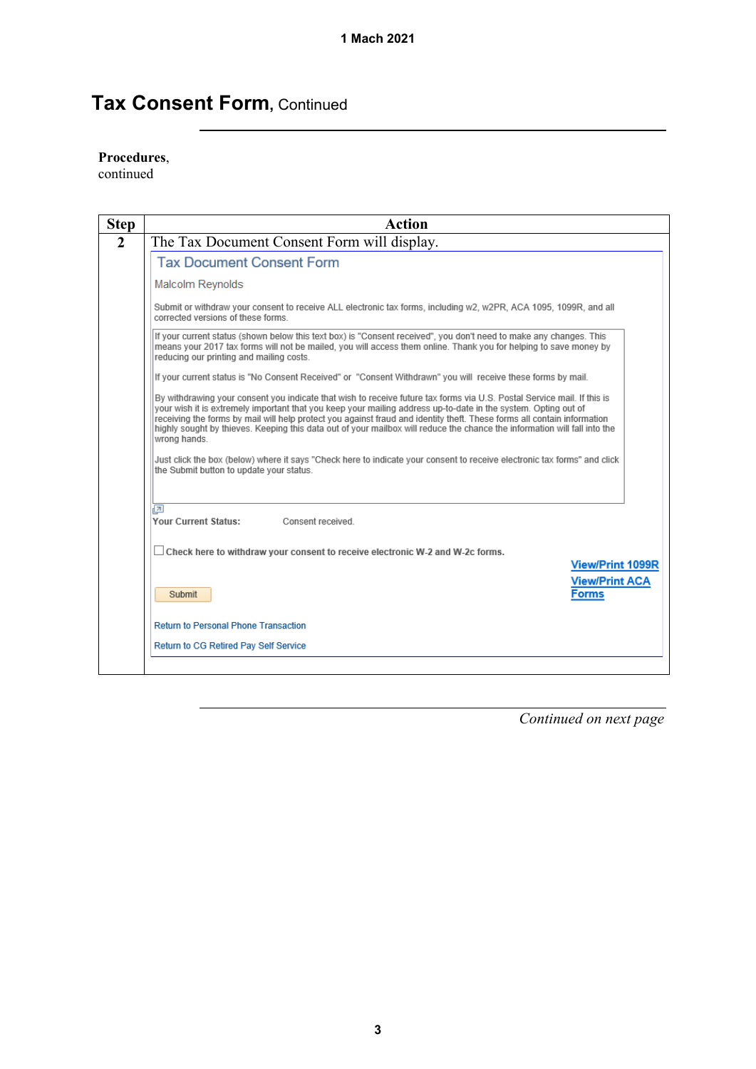## Tax Consent Form, Continued

**Procedures**, continued

| Step | Action |
|---|---|
| 2 | The Tax Document Consent Form will display.<br><br>**Tax Document Consent Form**<br><br>Malcolm Reynolds<br><br>Submit or withdraw your consent to receive ALL electronic tax forms, including w2, w2PR, ACA 1095, 1099R, and all corrected versions of these forms.<br><br>If your current status (shown below this text box) is "Consent received", you don't need to make any changes. This means your 2017 tax forms will not be mailed, you will access them online. Thank you for helping to save money by reducing our printing and mailing costs.<br><br>If your current status is "No Consent Received" or "Consent Withdrawn" you will receive these forms by mail.<br><br>By withdrawing your consent you indicate that wish to receive future tax forms via U.S. Postal Service mail. If this is your wish it is extremely important that you keep your mailing address up-to-date in the system. Opting out of receiving the forms by mail will help protect you against fraud and identity theft. These forms all contain information highly sought by thieves. Keeping this data out of your mailbox will reduce the chance the information will fall into the wrong hands.<br><br>Just click the box (below) where it says "Check here to indicate your consent to receive electronic tax forms" and click the Submit button to update your status.<br><br>**Your Current Status:** Consent received.<br><br>☐ **Check here to withdraw your consent to receive electronic W-2 and W-2c forms.**<br><br>View/Print 1099R<br>View/Print ACA Forms<br><br>Submit<br><br>Return to Personal Phone Transaction<br>Return to CG Retired Pay Self Service |

*Continued on next page*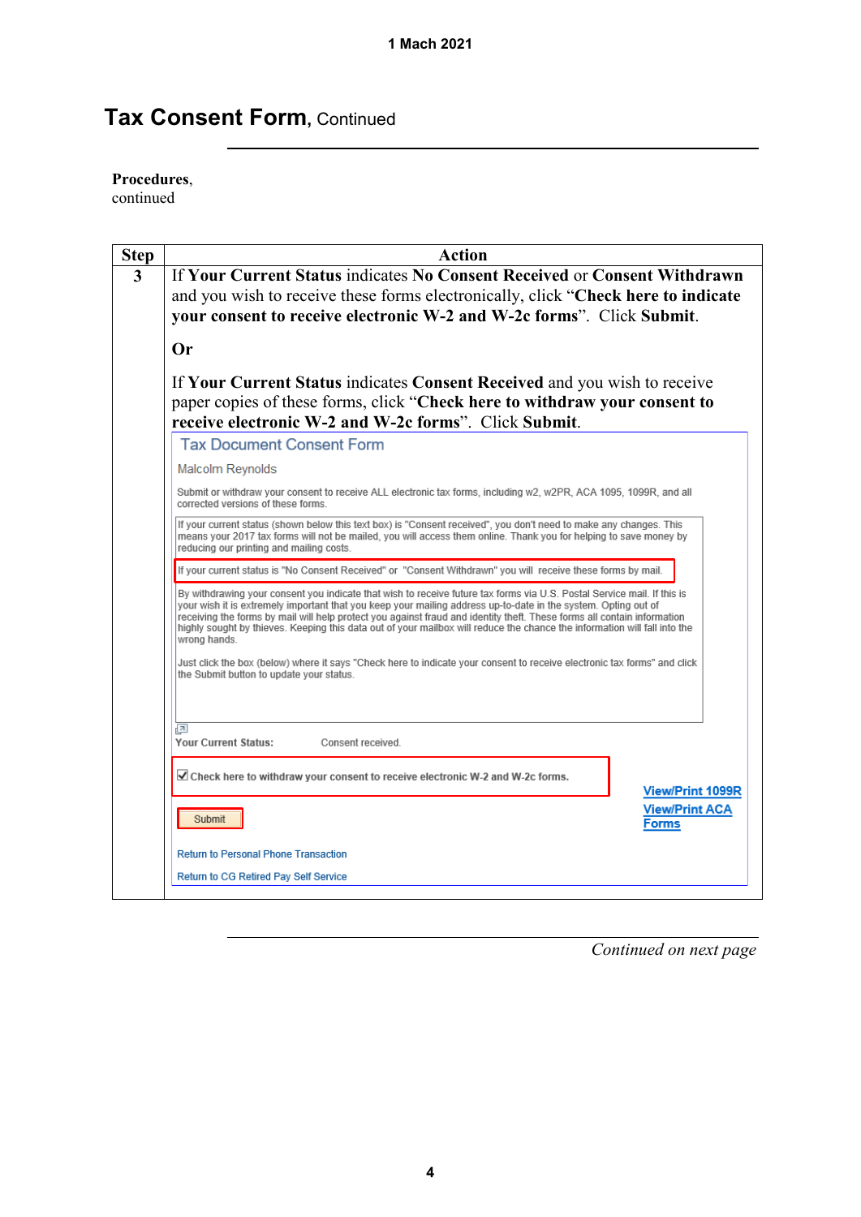## Tax Consent Form, Continued

**Procedures**, continued

| Step | Action |
|---|---|
| 3 | If **Your Current Status** indicates **No Consent Received** or **Consent Withdrawn** and you wish to receive these forms electronically, click "**Check here to indicate your consent to receive electronic W-2 and W-2c forms**". Click **Submit**.<br><br>**Or**<br><br>If **Your Current Status** indicates **Consent Received** and you wish to receive paper copies of these forms, click "**Check here to withdraw your consent to receive electronic W-2 and W-2c forms**". Click **Submit**.<br><br>Tax Document Consent Form<br><br>Malcolm Reynolds<br><br>Submit or withdraw your consent to receive ALL electronic tax forms, including w2, w2PR, ACA 1095, 1099R, and all corrected versions of these forms.<br><br>If your current status (shown below this text box) is "Consent received", you don't need to make any changes. This means your 2017 tax forms will not be mailed, you will access them online. Thank you for helping to save money by reducing our printing and mailing costs.<br><br>If your current status is "No Consent Received" or "Consent Withdrawn" you will receive these forms by mail.<br><br>By withdrawing your consent you indicate that wish to receive future tax forms via U.S. Postal Service mail. If this is your wish it is extremely important that you keep your mailing address up-to-date in the system. Opting out of receiving the forms by mail will help protect you against fraud and identity theft. These forms all contain information highly sought by thieves. Keeping this data out of your mailbox will reduce the chance the information will fall into the wrong hands.<br><br>Just click the box (below) where it says "Check here to indicate your consent to receive electronic tax forms" and click the Submit button to update your status.<br><br>Your Current Status: Consent received.<br><br>☑ Check here to withdraw your consent to receive electronic W-2 and W-2c forms.<br><br>Submit<br><br>View/Print 1099R<br>View/Print ACA Forms<br><br>Return to Personal Phone Transaction<br>Return to CG Retired Pay Self Service |

*Continued on next page*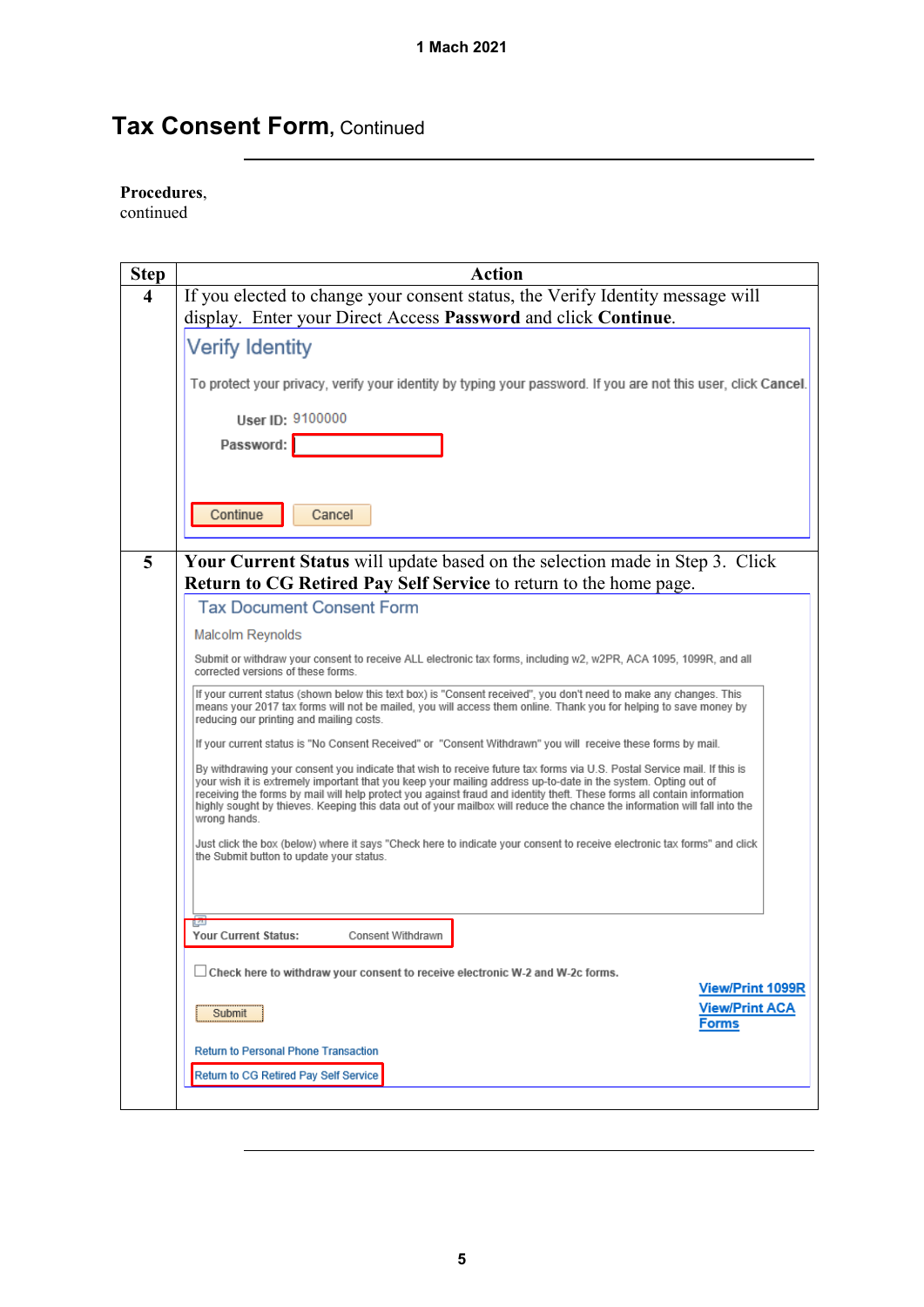# Tax Consent Form, Continued

**Procedures**, continued

| Step | Action |
|---|---|
| 4 | If you elected to change your consent status, the Verify Identity message will display. Enter your Direct Access **Password** and click **Continue**. |
| 5 | **Your Current Status** will update based on the selection made in Step 3. Click **Return to CG Retired Pay Self Service** to return to the home page. |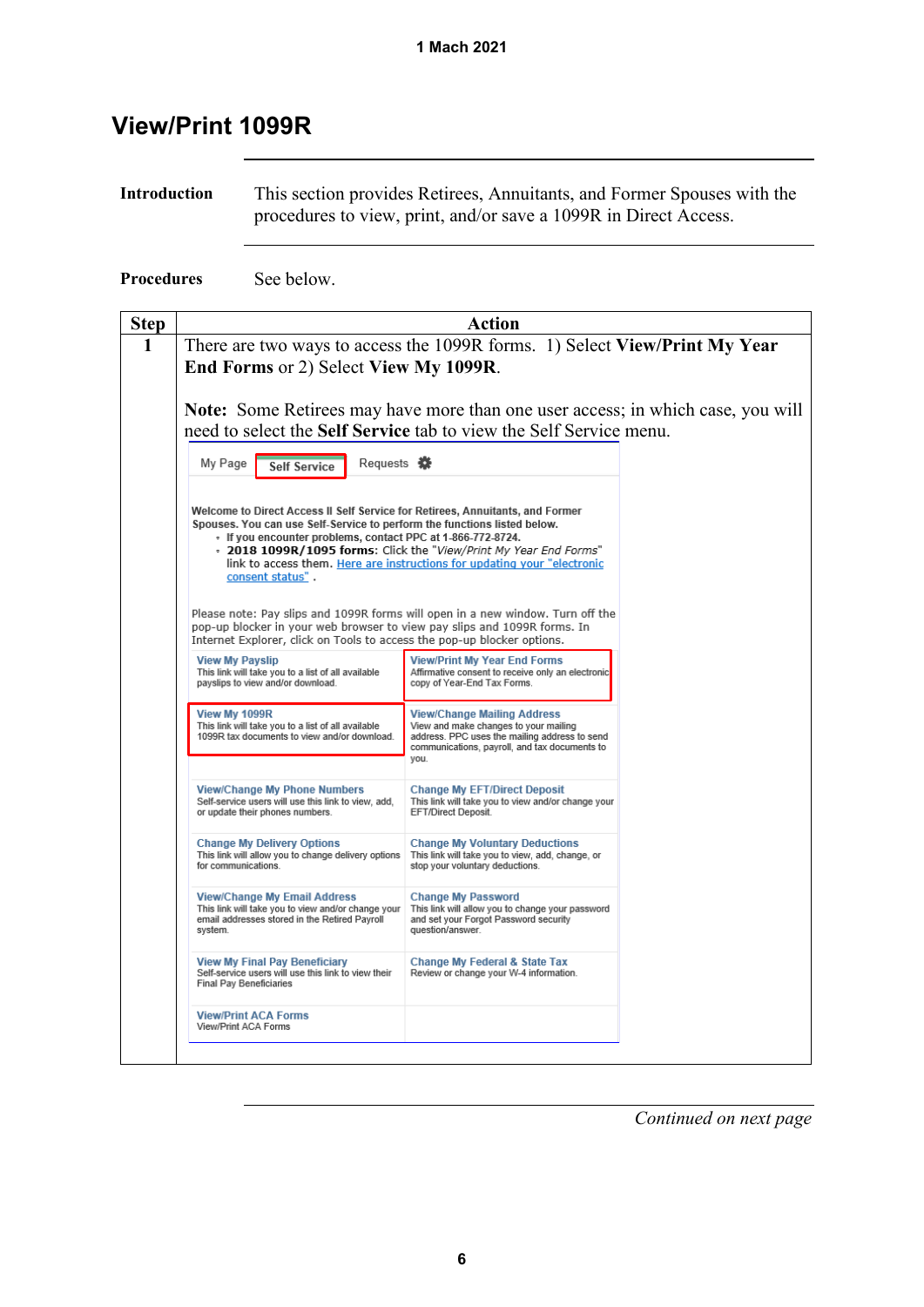# View/Print 1099R

**Introduction**

This section provides Retirees, Annuitants, and Former Spouses with the procedures to view, print, and/or save a 1099R in Direct Access.

**Procedures**

See below.

| Step | Action |
|---|---|
| 1 | There are two ways to access the 1099R forms. 1) Select **View/Print My Year End Forms** or 2) Select **View My 1099R**.<br><br>**Note:** Some Retirees may have more than one user access; in which case, you will need to select the **Self Service** tab to view the Self Service menu.<br><br>My Page \| Self Service \| Requests<br><br>**Welcome to Direct Access II Self Service for Retirees, Annuitants, and Former Spouses. You can use Self-Service to perform the functions listed below.**<br>• **If you encounter problems, contact PPC at 1-866-772-8724.**<br>• **2018 1099R/1095 forms**: Click the "*View/Print My Year End Forms*" link to access them. Here are instructions for updating your "electronic consent status" .<br><br>Please note: Pay slips and 1099R forms will open in a new window. Turn off the pop-up blocker in your web browser to view pay slips and 1099R forms. In Internet Explorer, click on Tools to access the pop-up blocker options.<br><br>**View My Payslip** – This link will take you to a list of all available payslips to view and/or download.<br>**View/Print My Year End Forms** – Affirmative consent to receive only an electronic copy of Year-End Tax Forms.<br>**View My 1099R** – This link will take you to a list of all available 1099R tax documents to view and/or download.<br>**View/Change Mailing Address** – View and make changes to your mailing address. PPC uses the mailing address to send communications, payroll, and tax documents to you.<br>**View/Change My Phone Numbers** – Self-service users will use this link to view, add, or update their phones numbers.<br>**Change My EFT/Direct Deposit** – This link will take you to view and/or change your EFT/Direct Deposit.<br>**Change My Delivery Options** – This link will allow you to change delivery options for communications.<br>**Change My Voluntary Deductions** – This link will take you to view, add, change, or stop your voluntary deductions.<br>**View/Change My Email Address** – This link will take you to view and/or change your email addresses stored in the Retired Payroll system.<br>**Change My Password** – This link will allow you to change your password and set your Forgot Password security question/answer.<br>**View My Final Pay Beneficiary** – Self-service users will use this link to view their Final Pay Beneficiaries<br>**Change My Federal & State Tax** – Review or change your W-4 information.<br>**View/Print ACA Forms** – View/Print ACA Forms |

*Continued on next page*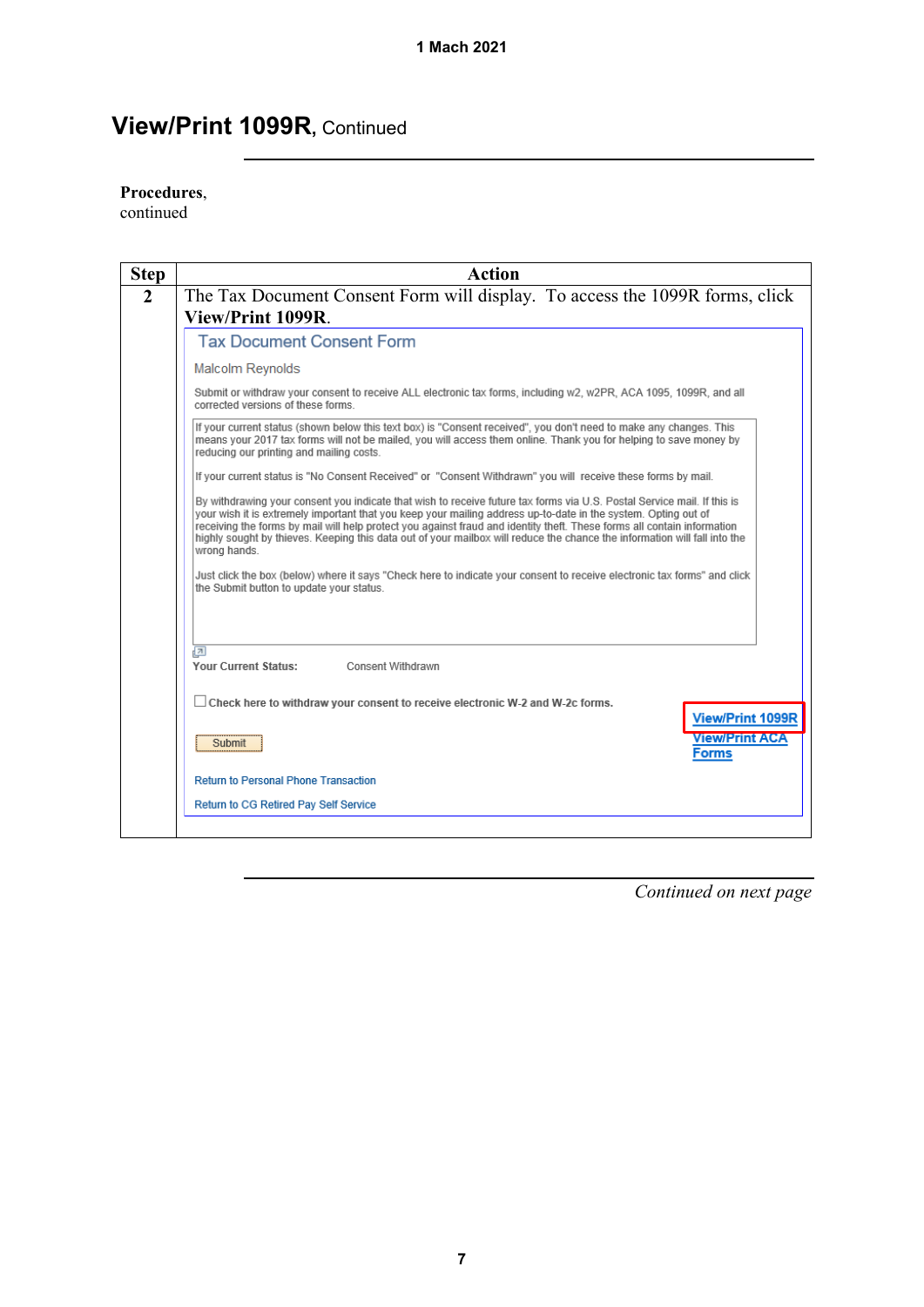# View/Print 1099R, Continued

**Procedures**, continued

| Step | Action |
|---|---|
| **2** | The Tax Document Consent Form will display. To access the 1099R forms, click **View/Print 1099R**. |

Tax Document Consent Form

Malcolm Reynolds

Submit or withdraw your consent to receive ALL electronic tax forms, including w2, w2PR, ACA 1095, 1099R, and all corrected versions of these forms.

If your current status (shown below this text box) is "Consent received", you don't need to make any changes. This means your 2017 tax forms will not be mailed, you will access them online. Thank you for helping to save money by reducing our printing and mailing costs.

If your current status is "No Consent Received" or "Consent Withdrawn" you will receive these forms by mail.

By withdrawing your consent you indicate that wish to receive future tax forms via U.S. Postal Service mail. If this is your wish it is extremely important that you keep your mailing address up-to-date in the system. Opting out of receiving the forms by mail will help protect you against fraud and identity theft. These forms all contain information highly sought by thieves. Keeping this data out of your mailbox will reduce the chance the information will fall into the wrong hands.

Just click the box (below) where it says "Check here to indicate your consent to receive electronic tax forms" and click the Submit button to update your status.

**Your Current Status:** Consent Withdrawn

☐ **Check here to withdraw your consent to receive electronic W-2 and W-2c forms.**

Submit

**View/Print 1099R**

**View/Print ACA Forms**

Return to Personal Phone Transaction

Return to CG Retired Pay Self Service

*Continued on next page*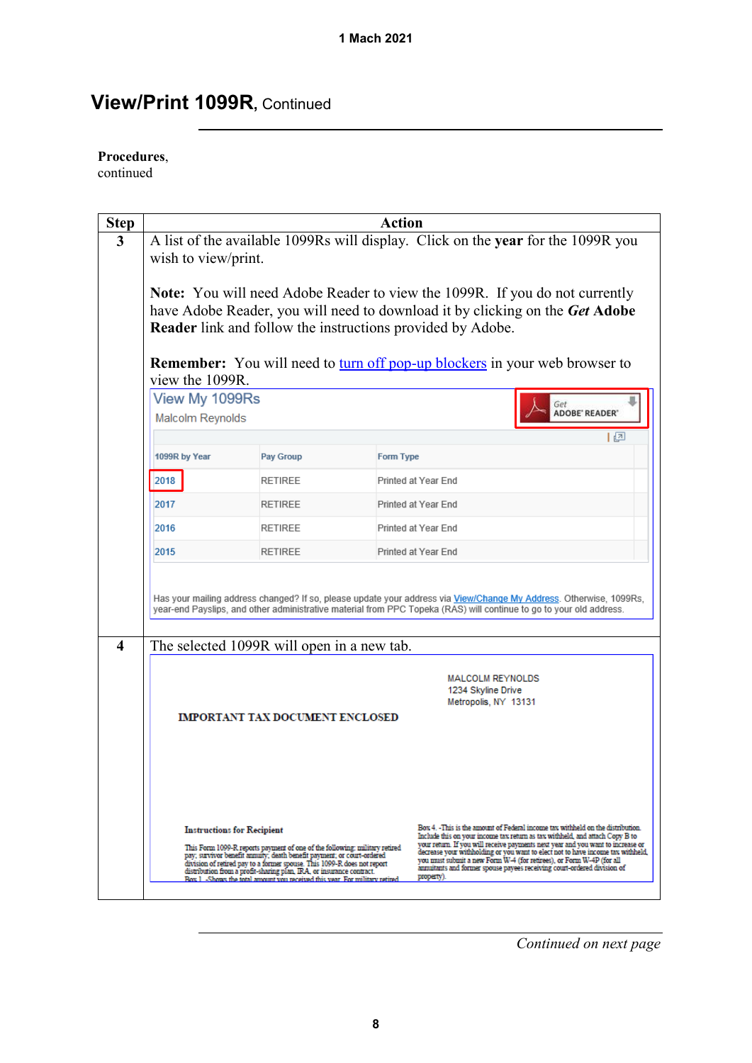## View/Print 1099R, Continued

**Procedures**, continued

| Step | Action |
|---|---|
| 3 | A list of the available 1099Rs will display. Click on the **year** for the 1099R you wish to view/print.<br><br>**Note:** You will need Adobe Reader to view the 1099R. If you do not currently have Adobe Reader, you will need to download it by clicking on the ***Get* Adobe Reader** link and follow the instructions provided by Adobe.<br><br>**Remember:** You will need to turn off pop-up blockers in your web browser to view the 1099R.<br><br>View My 1099Rs<br>Malcolm Reynolds<br>Get ADOBE READER<br><br>1099R by Year / Pay Group / Form Type<br>2018 / RETIREE / Printed at Year End<br>2017 / RETIREE / Printed at Year End<br>2016 / RETIREE / Printed at Year End<br>2015 / RETIREE / Printed at Year End<br><br>Has your mailing address changed? If so, please update your address via View/Change My Address. Otherwise, 1099Rs, year-end Payslips, and other administrative material from PPC Topeka (RAS) will continue to go to your old address. |
| 4 | The selected 1099R will open in a new tab.<br><br>MALCOLM REYNOLDS<br>1234 Skyline Drive<br>Metropolis, NY 13131<br><br>IMPORTANT TAX DOCUMENT ENCLOSED<br><br>Instructions for Recipient<br><br>This Form 1099-R reports payment of one of the following: military retired pay; survivor benefit annuity; death benefit payment; or court-ordered division of retired pay to a former spouse. This 1099-R does not report distribution from a profit-sharing plan, IRA, or insurance contract.<br>Box 1. -Shows the total amount you received this year. For military retired<br><br>Box 4. -This is the amount of Federal income tax withheld on the distribution. Include this on your income tax return as tax withheld, and attach Copy B to your return. If you will receive payments next year and you want to increase or decrease your withholding or you want to elect not to have income tax withheld, you must submit a new Form W-4 (for retirees), or Form W-4P (for all annuitants and former spouse payees receiving court-ordered division of property). |

*Continued on next page*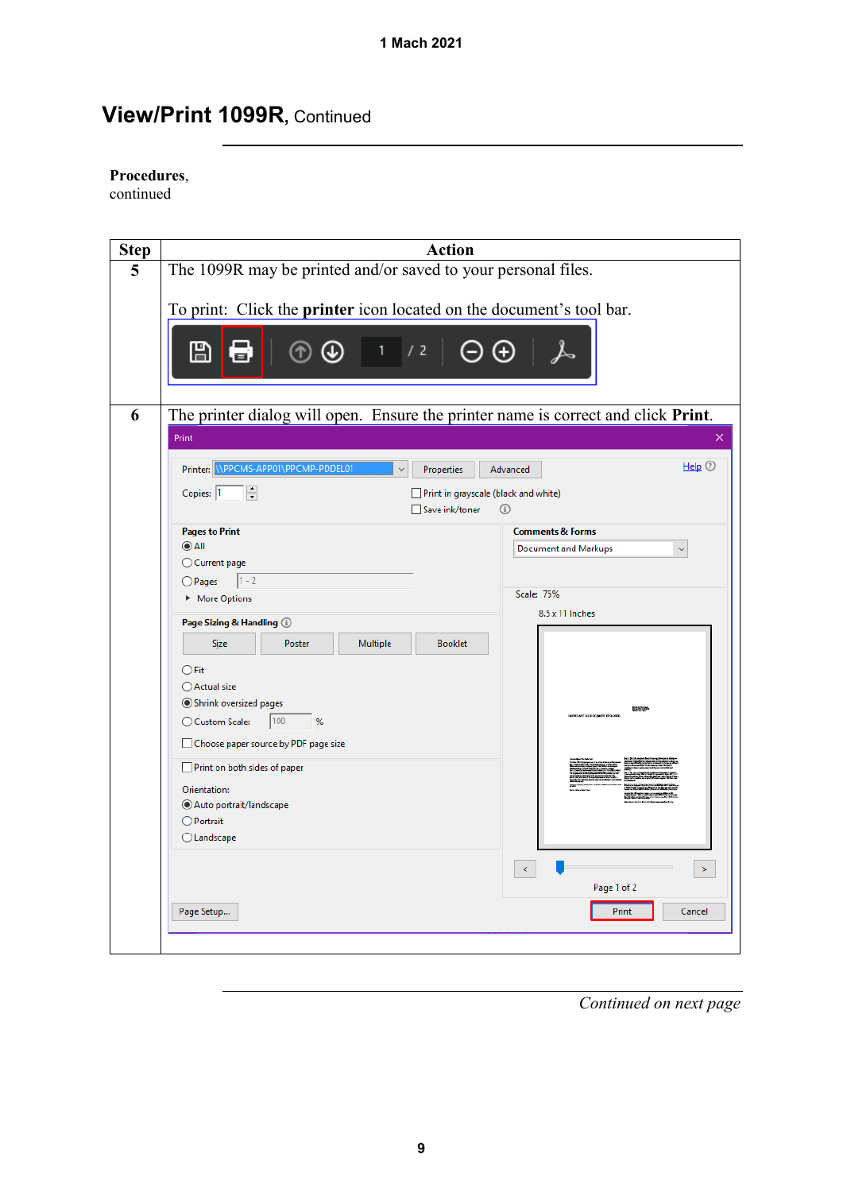1 Mach 2021

# View/Print 1099R, Continued

**Procedures**, continued

| Step | Action |
|---|---|
| 5 | The 1099R may be printed and/or saved to your personal files.<br><br>To print: Click the **printer** icon located on the document's tool bar. |
| 6 | The printer dialog will open. Ensure the printer name is correct and click **Print**. |

*Continued on next page*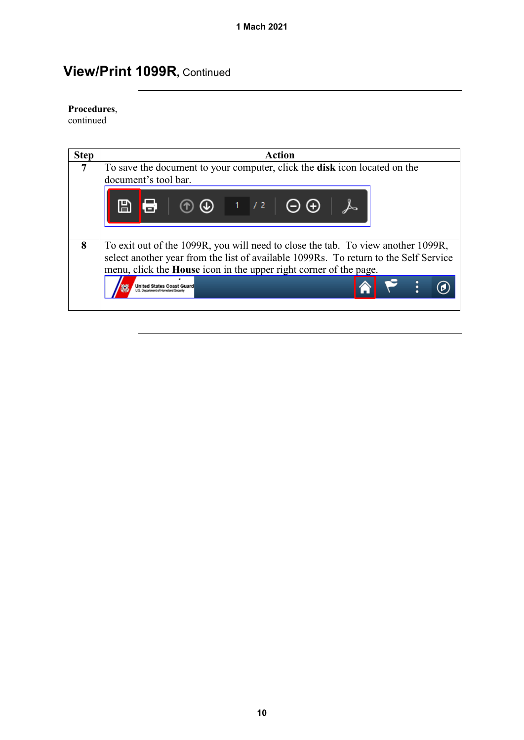## View/Print 1099R, Continued

**Procedures**, continued

| Step | Action |
|---|---|
| 7 | To save the document to your computer, click the **disk** icon located on the document's tool bar. |
| 8 | To exit out of the 1099R, you will need to close the tab. To view another 1099R, select another year from the list of available 1099Rs. To return to the Self Service menu, click the **House** icon in the upper right corner of the page. |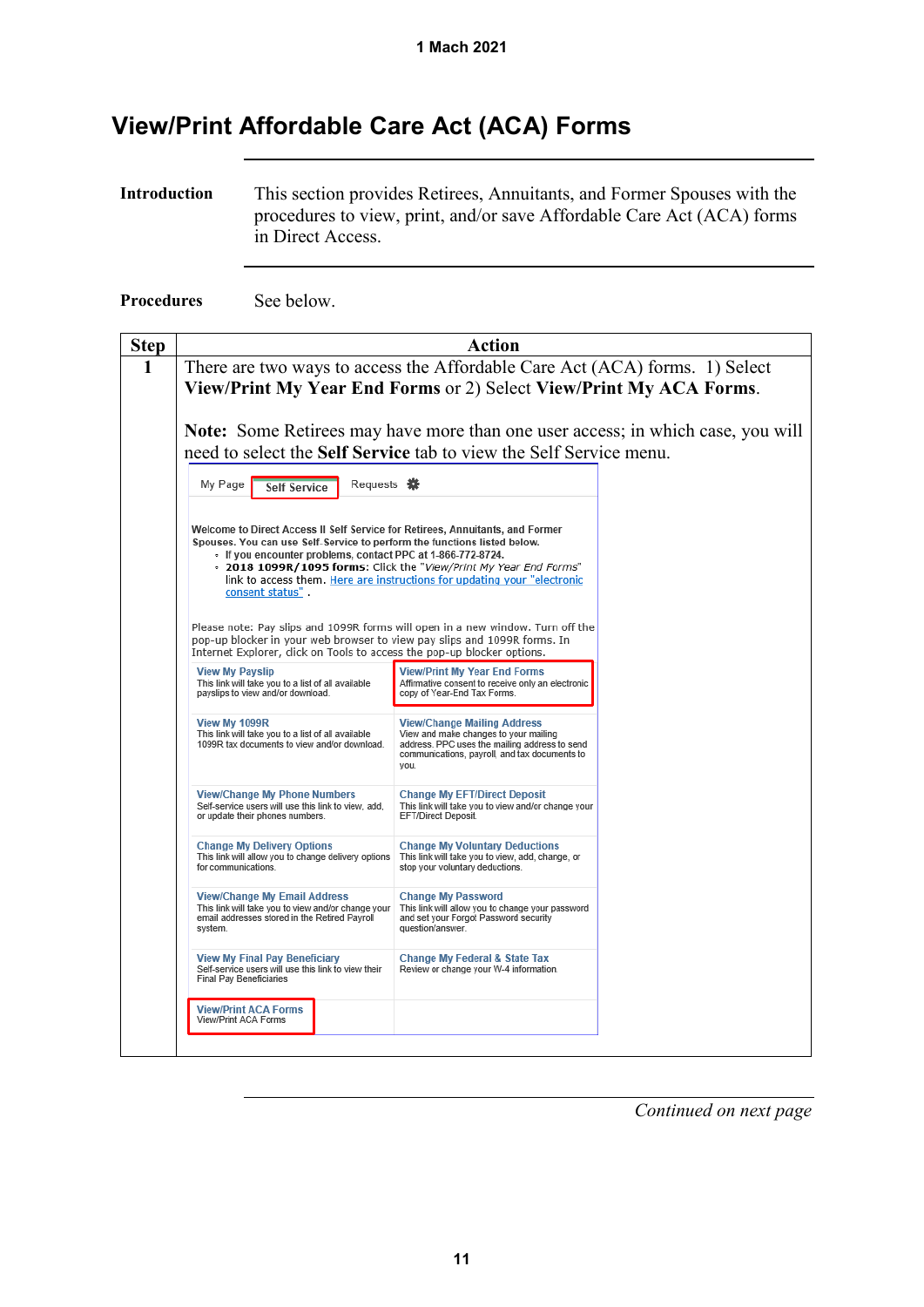1 Mach 2021

# View/Print Affordable Care Act (ACA) Forms

**Introduction**

This section provides Retirees, Annuitants, and Former Spouses with the procedures to view, print, and/or save Affordable Care Act (ACA) forms in Direct Access.

**Procedures**

See below.

| Step | Action |
|---|---|
| 1 | There are two ways to access the Affordable Care Act (ACA) forms. 1) Select **View/Print My Year End Forms** or 2) Select **View/Print My ACA Forms**.<br><br>**Note:** Some Retirees may have more than one user access; in which case, you will need to select the **Self Service** tab to view the Self Service menu.<br><br>My Page · Self Service · Requests<br><br>Welcome to Direct Access II Self Service for Retirees, Annuitants, and Former Spouses. You can use Self-Service to perform the functions listed below.<br>• If you encounter problems, contact PPC at 1-866-772-8724.<br>• **2018 1099R/1095 forms:** Click the "*View/Print My Year End Forms*" link to access them. Here are instructions for updating your "electronic consent status" .<br><br>Please note: Pay slips and 1099R forms will open in a new window. Turn off the pop-up blocker in your web browser to view pay slips and 1099R forms. In Internet Explorer, click on Tools to access the pop-up blocker options.<br><br>**View My Payslip** – This link will take you to a list of all available payslips to view and/or download.<br>**View/Print My Year End Forms** – Affirmative consent to receive only an electronic copy of Year-End Tax Forms.<br>**View My 1099R** – This link will take you to a list of all available 1099R tax documents to view and/or download.<br>**View/Change Mailing Address** – View and make changes to your mailing address. PPC uses the mailing address to send communications, payroll, and tax documents to you.<br>**View/Change My Phone Numbers** – Self-service users will use this link to view, add, or update their phones numbers.<br>**Change My EFT/Direct Deposit** – This link will take you to view and/or change your EFT/Direct Deposit.<br>**Change My Delivery Options** – This link will allow you to change delivery options for communications.<br>**Change My Voluntary Deductions** – This link will take you to view, add, change, or stop your voluntary deductions.<br>**View/Change My Email Address** – This link will take you to view and/or change your email addresses stored in the Retired Payroll system.<br>**Change My Password** – This link will allow you to change your password and set your Forgot Password security question/answer.<br>**View My Final Pay Beneficiary** – Self-service users will use this link to view their Final Pay Beneficiaries<br>**Change My Federal & State Tax** – Review or change your W-4 information.<br>**View/Print ACA Forms** – View/Print ACA Forms |

*Continued on next page*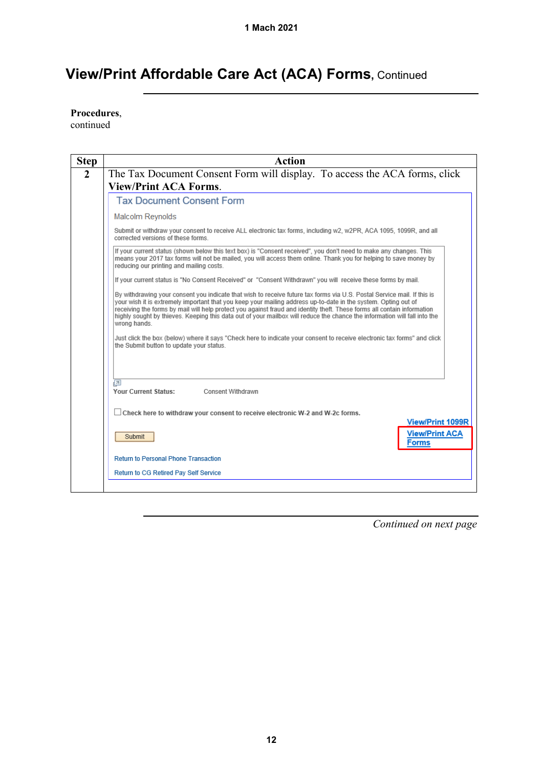# View/Print Affordable Care Act (ACA) Forms, Continued

**Procedures**, continued

| Step | Action |
|---|---|
| 2 | The Tax Document Consent Form will display. To access the ACA forms, click **View/Print ACA Forms**. |
| | Tax Document Consent Form<br><br>Malcolm Reynolds<br><br>Submit or withdraw your consent to receive ALL electronic tax forms, including w2, w2PR, ACA 1095, 1099R, and all corrected versions of these forms.<br><br>If your current status (shown below this text box) is "Consent received", you don't need to make any changes. This means your 2017 tax forms will not be mailed, you will access them online. Thank you for helping to save money by reducing our printing and mailing costs.<br><br>If your current status is "No Consent Received" or "Consent Withdrawn" you will receive these forms by mail.<br><br>By withdrawing your consent you indicate that wish to receive future tax forms via U.S. Postal Service mail. If this is your wish it is extremely important that you keep your mailing address up-to-date in the system. Opting out of receiving the forms by mail will help protect you against fraud and identity theft. These forms all contain information highly sought by thieves. Keeping this data out of your mailbox will reduce the chance the information will fall into the wrong hands.<br><br>Just click the box (below) where it says "Check here to indicate your consent to receive electronic tax forms" and click the Submit button to update your status.<br><br>**Your Current Status:** Consent Withdrawn<br><br>☐ **Check here to withdraw your consent to receive electronic W-2 and W-2c forms.**<br><br>Submit<br><br>View/Print 1099R<br>View/Print ACA Forms<br><br>Return to Personal Phone Transaction<br>Return to CG Retired Pay Self Service |

*Continued on next page*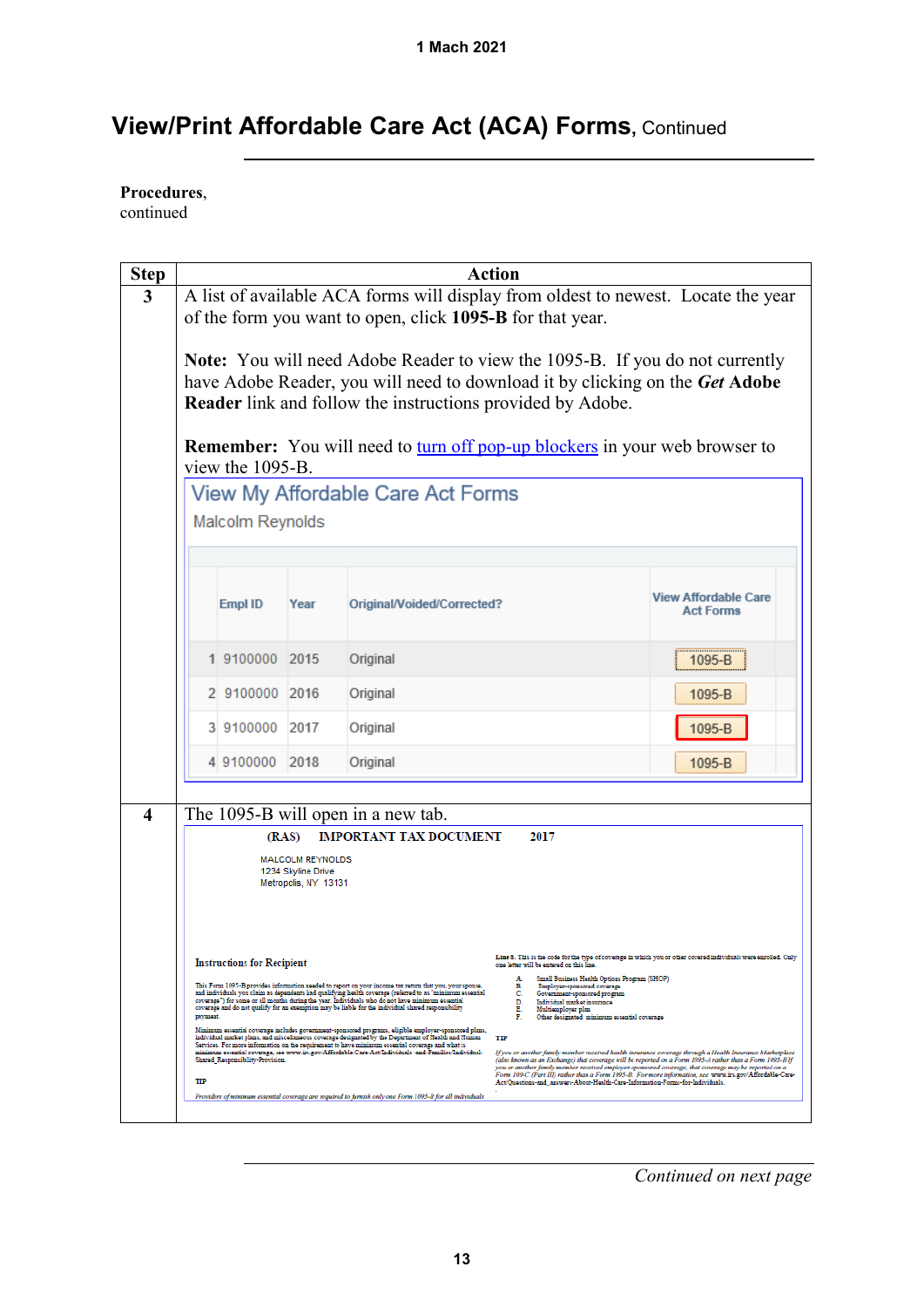# View/Print Affordable Care Act (ACA) Forms, Continued

**Procedures**, continued

| Step | Action |
|---|---|
| 3 | A list of available ACA forms will display from oldest to newest. Locate the year of the form you want to open, click **1095-B** for that year.<br><br>**Note:** You will need Adobe Reader to view the 1095-B. If you do not currently have Adobe Reader, you will need to download it by clicking on the ***Get* Adobe Reader** link and follow the instructions provided by Adobe.<br><br>**Remember:** You will need to turn off pop-up blockers in your web browser to view the 1095-B.<br><br>View My Affordable Care Act Forms<br>Malcolm Reynolds<br><br>Empl ID / Year / Original/Voided/Corrected? / View Affordable Care Act Forms<br>1 9100000 2015 Original 1095-B<br>2 9100000 2016 Original 1095-B<br>3 9100000 2017 Original 1095-B<br>4 9100000 2018 Original 1095-B |
| 4 | The 1095-B will open in a new tab.<br><br>(RAS) IMPORTANT TAX DOCUMENT 2017<br>MALCOLM REYNOLDS<br>1234 Skyline Drive<br>Metropolis, NY 13131<br><br>Instructions for Recipient |

*Continued on next page*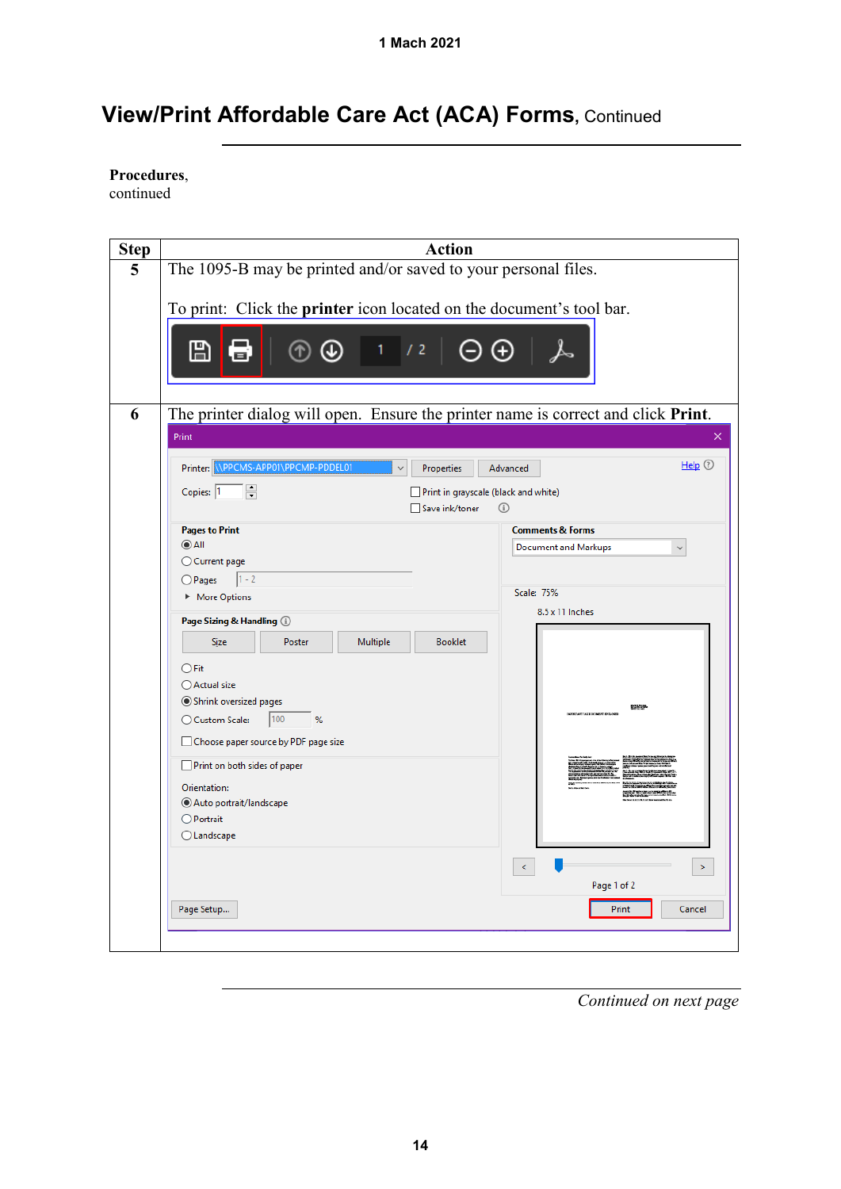## View/Print Affordable Care Act (ACA) Forms, Continued

**Procedures**, continued

| Step | Action |
|---|---|
| 5 | The 1095-B may be printed and/or saved to your personal files. <br><br> To print: Click the **printer** icon located on the document's tool bar. |
| 6 | The printer dialog will open. Ensure the printer name is correct and click **Print**. |

*Continued on next page*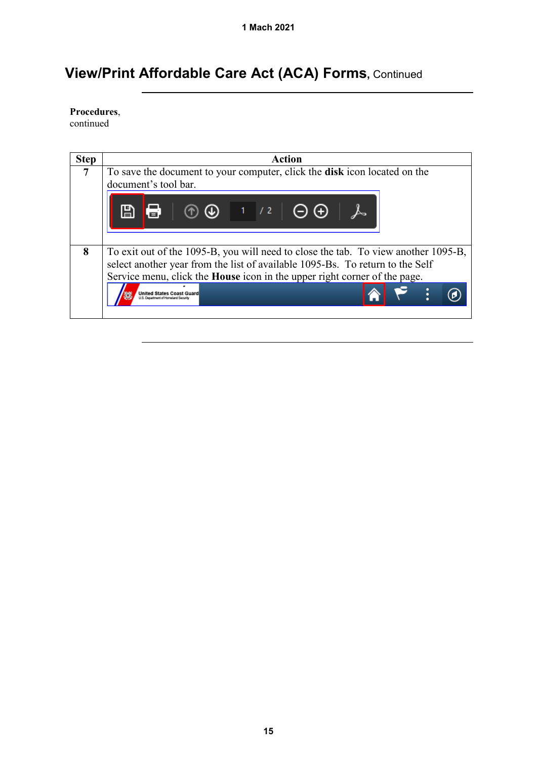# View/Print Affordable Care Act (ACA) Forms, Continued

**Procedures**, continued

| Step | Action |
|---|---|
| 7 | To save the document to your computer, click the **disk** icon located on the document's tool bar. |
| 8 | To exit out of the 1095-B, you will need to close the tab. To view another 1095-B, select another year from the list of available 1095-Bs. To return to the Self Service menu, click the **House** icon in the upper right corner of the page. |